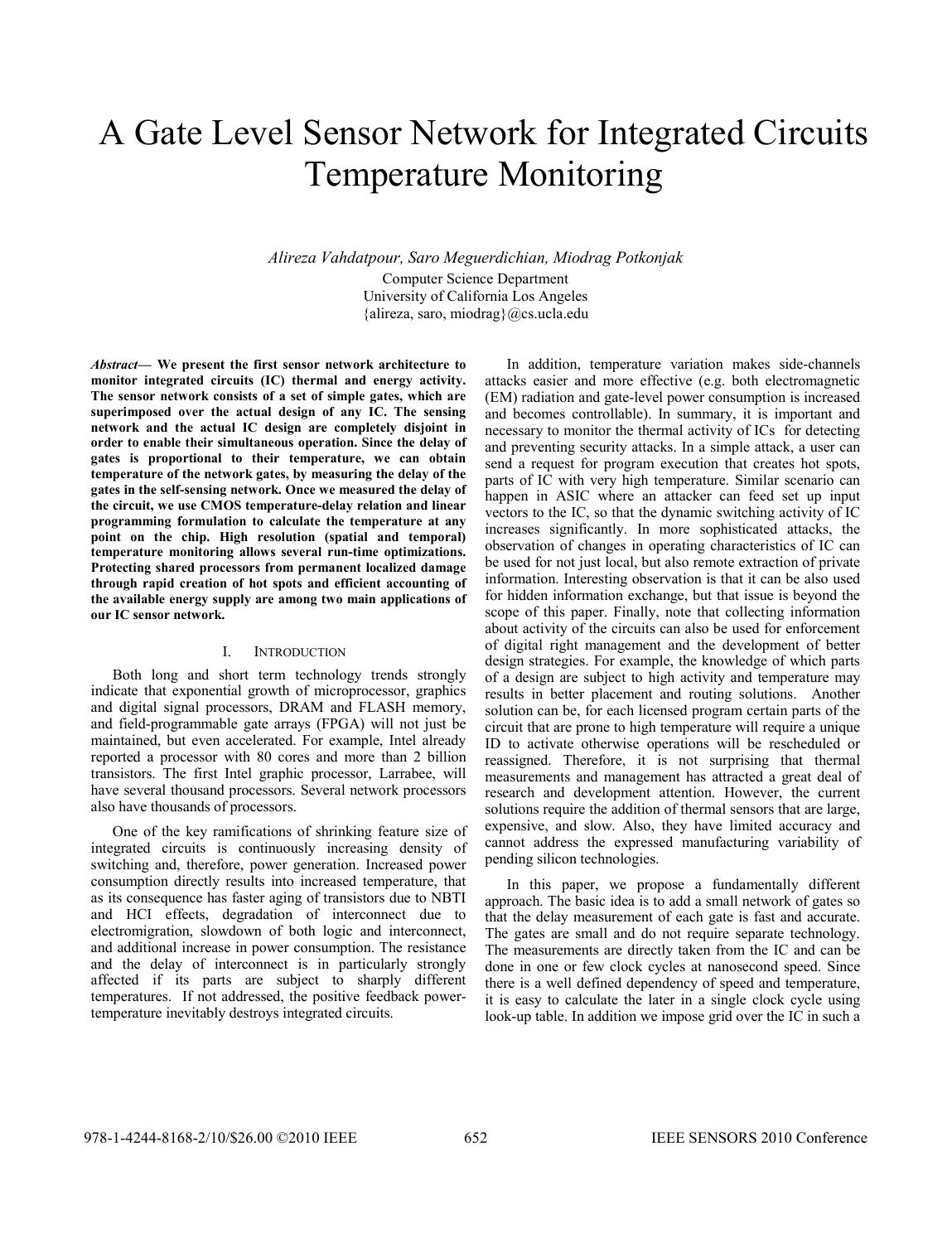# A Gate Level Sensor Network for Integrated Circuits Temperature Monitoring

*Alireza Vahdatpour, Saro Meguerdichian, Miodrag Potkonjak*

Computer Science Department
University of California Los Angeles
{alireza, saro, miodrag}@cs.ucla.edu

***Abstract*— We present the first sensor network architecture to monitor integrated circuits (IC) thermal and energy activity. The sensor network consists of a set of simple gates, which are superimposed over the actual design of any IC. The sensing network and the actual IC design are completely disjoint in order to enable their simultaneous operation. Since the delay of gates is proportional to their temperature, we can obtain temperature of the network gates, by measuring the delay of the gates in the self-sensing network. Once we measured the delay of the circuit, we use CMOS temperature-delay relation and linear programming formulation to calculate the temperature at any point on the chip. High resolution (spatial and temporal) temperature monitoring allows several run-time optimizations. Protecting shared processors from permanent localized damage through rapid creation of hot spots and efficient accounting of the available energy supply are among two main applications of our IC sensor network.**

## I. Introduction

Both long and short term technology trends strongly indicate that exponential growth of microprocessor, graphics and digital signal processors, DRAM and FLASH memory, and field-programmable gate arrays (FPGA) will not just be maintained, but even accelerated. For example, Intel already reported a processor with 80 cores and more than 2 billion transistors. The first Intel graphic processor, Larrabee, will have several thousand processors. Several network processors also have thousands of processors.

One of the key ramifications of shrinking feature size of integrated circuits is continuously increasing density of switching and, therefore, power generation. Increased power consumption directly results into increased temperature, that as its consequence has faster aging of transistors due to NBTI and HCI effects, degradation of interconnect due to electromigration, slowdown of both logic and interconnect, and additional increase in power consumption. The resistance and the delay of interconnect is in particularly strongly affected if its parts are subject to sharply different temperatures. If not addressed, the positive feedback power-temperature inevitably destroys integrated circuits.

In addition, temperature variation makes side-channels attacks easier and more effective (e.g. both electromagnetic (EM) radiation and gate-level power consumption is increased and becomes controllable). In summary, it is important and necessary to monitor the thermal activity of ICs for detecting and preventing security attacks. In a simple attack, a user can send a request for program execution that creates hot spots, parts of IC with very high temperature. Similar scenario can happen in ASIC where an attacker can feed set up input vectors to the IC, so that the dynamic switching activity of IC increases significantly. In more sophisticated attacks, the observation of changes in operating characteristics of IC can be used for not just local, but also remote extraction of private information. Interesting observation is that it can be also used for hidden information exchange, but that issue is beyond the scope of this paper. Finally, note that collecting information about activity of the circuits can also be used for enforcement of digital right management and the development of better design strategies. For example, the knowledge of which parts of a design are subject to high activity and temperature may results in better placement and routing solutions. Another solution can be, for each licensed program certain parts of the circuit that are prone to high temperature will require a unique ID to activate otherwise operations will be rescheduled or reassigned. Therefore, it is not surprising that thermal measurements and management has attracted a great deal of research and development attention. However, the current solutions require the addition of thermal sensors that are large, expensive, and slow. Also, they have limited accuracy and cannot address the expressed manufacturing variability of pending silicon technologies.

In this paper, we propose a fundamentally different approach. The basic idea is to add a small network of gates so that the delay measurement of each gate is fast and accurate. The gates are small and do not require separate technology. The measurements are directly taken from the IC and can be done in one or few clock cycles at nanosecond speed. Since there is a well defined dependency of speed and temperature, it is easy to calculate the later in a single clock cycle using look-up table. In addition we impose grid over the IC in such a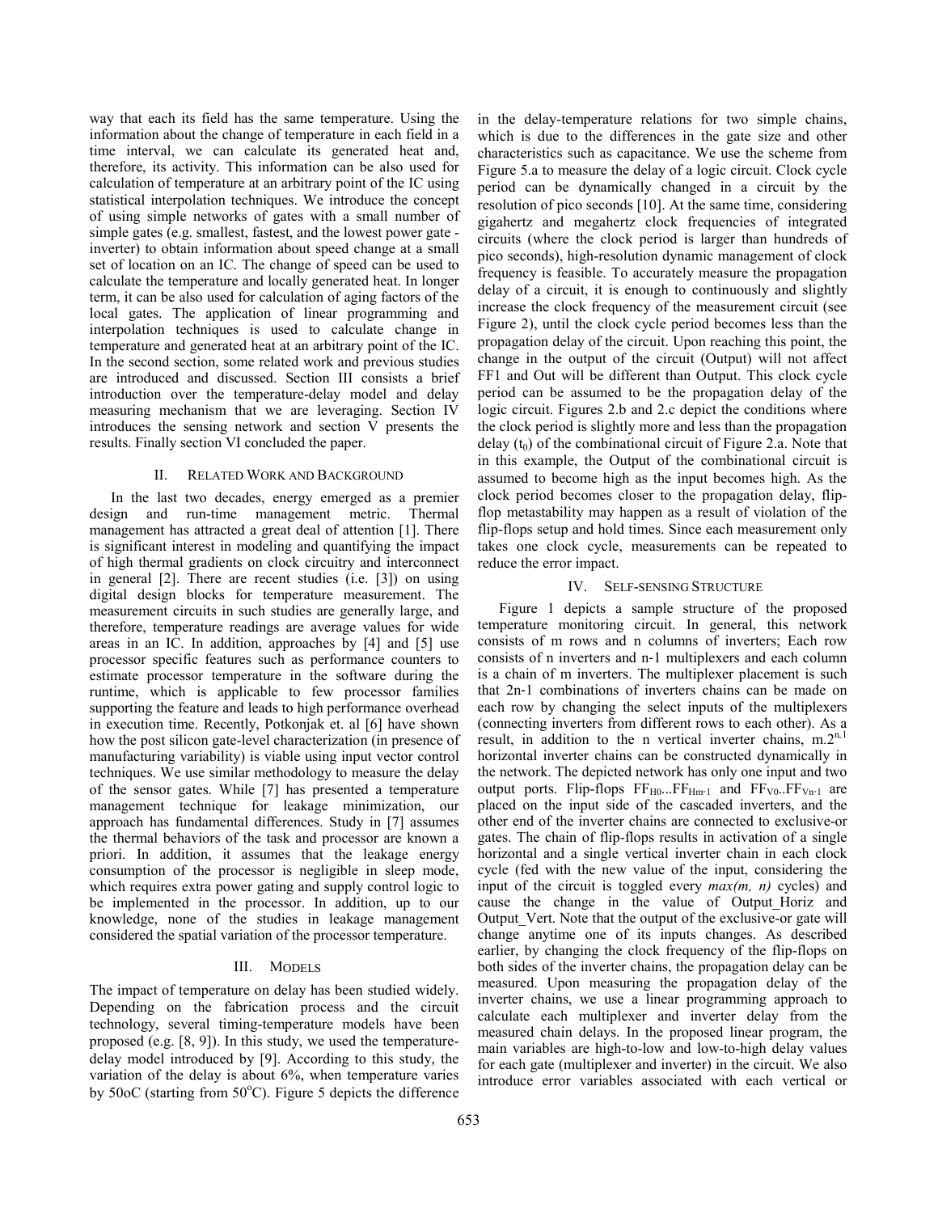way that each its field has the same temperature. Using the information about the change of temperature in each field in a time interval, we can calculate its generated heat and, therefore, its activity. This information can be also used for calculation of temperature at an arbitrary point of the IC using statistical interpolation techniques. We introduce the concept of using simple networks of gates with a small number of simple gates (e.g. smallest, fastest, and the lowest power gate - inverter) to obtain information about speed change at a small set of location on an IC. The change of speed can be used to calculate the temperature and locally generated heat. In longer term, it can be also used for calculation of aging factors of the local gates. The application of linear programming and interpolation techniques is used to calculate change in temperature and generated heat at an arbitrary point of the IC. In the second section, some related work and previous studies are introduced and discussed. Section III consists a brief introduction over the temperature-delay model and delay measuring mechanism that we are leveraging. Section IV introduces the sensing network and section V presents the results. Finally section VI concluded the paper.

## II. Related Work and Background

In the last two decades, energy emerged as a premier design and run-time management metric. Thermal management has attracted a great deal of attention [1]. There is significant interest in modeling and quantifying the impact of high thermal gradients on clock circuitry and interconnect in general [2]. There are recent studies (i.e. [3]) on using digital design blocks for temperature measurement. The measurement circuits in such studies are generally large, and therefore, temperature readings are average values for wide areas in an IC. In addition, approaches by [4] and [5] use processor specific features such as performance counters to estimate processor temperature in the software during the runtime, which is applicable to few processor families supporting the feature and leads to high performance overhead in execution time. Recently, Potkonjak et. al [6] have shown how the post silicon gate-level characterization (in presence of manufacturing variability) is viable using input vector control techniques. We use similar methodology to measure the delay of the sensor gates. While [7] has presented a temperature management technique for leakage minimization, our approach has fundamental differences. Study in [7] assumes the thermal behaviors of the task and processor are known a priori. In addition, it assumes that the leakage energy consumption of the processor is negligible in sleep mode, which requires extra power gating and supply control logic to be implemented in the processor. In addition, up to our knowledge, none of the studies in leakage management considered the spatial variation of the processor temperature.

## III. Models

The impact of temperature on delay has been studied widely. Depending on the fabrication process and the circuit technology, several timing-temperature models have been proposed (e.g. [8, 9]). In this study, we used the temperature-delay model introduced by [9]. According to this study, the variation of the delay is about 6%, when temperature varies by 50oC (starting from 50°C). Figure 5 depicts the difference in the delay-temperature relations for two simple chains, which is due to the differences in the gate size and other characteristics such as capacitance. We use the scheme from Figure 5.a to measure the delay of a logic circuit. Clock cycle period can be dynamically changed in a circuit by the resolution of pico seconds [10]. At the same time, considering gigahertz and megahertz clock frequencies of integrated circuits (where the clock period is larger than hundreds of pico seconds), high-resolution dynamic management of clock frequency is feasible. To accurately measure the propagation delay of a circuit, it is enough to continuously and slightly increase the clock frequency of the measurement circuit (see Figure 2), until the clock cycle period becomes less than the propagation delay of the circuit. Upon reaching this point, the change in the output of the circuit (Output) will not affect FF1 and Out will be different than Output. This clock cycle period can be assumed to be the propagation delay of the logic circuit. Figures 2.b and 2.c depict the conditions where the clock period is slightly more and less than the propagation delay ($t_0$) of the combinational circuit of Figure 2.a. Note that in this example, the Output of the combinational circuit is assumed to become high as the input becomes high. As the clock period becomes closer to the propagation delay, flip-flop metastability may happen as a result of violation of the flip-flops setup and hold times. Since each measurement only takes one clock cycle, measurements can be repeated to reduce the error impact.

## IV. Self-sensing Structure

Figure 1 depicts a sample structure of the proposed temperature monitoring circuit. In general, this network consists of m rows and n columns of inverters; Each row consists of n inverters and n-1 multiplexers and each column is a chain of m inverters. The multiplexer placement is such that 2n-1 combinations of inverters chains can be made on each row by changing the select inputs of the multiplexers (connecting inverters from different rows to each other). As a result, in addition to the n vertical inverter chains, $m.2^{n-1}$ horizontal inverter chains can be constructed dynamically in the network. The depicted network has only one input and two output ports. Flip-flops $FF_{H0}...FF_{Hm-1}$ and $FF_{V0}..FF_{Vn-1}$ are placed on the input side of the cascaded inverters, and the other end of the inverter chains are connected to exclusive-or gates. The chain of flip-flops results in activation of a single horizontal and a single vertical inverter chain in each clock cycle (fed with the new value of the input, considering the input of the circuit is toggled every *max(m, n)* cycles) and cause the change in the value of Output_Horiz and Output_Vert. Note that the output of the exclusive-or gate will change anytime one of its inputs changes. As described earlier, by changing the clock frequency of the flip-flops on both sides of the inverter chains, the propagation delay can be measured. Upon measuring the propagation delay of the inverter chains, we use a linear programming approach to calculate each multiplexer and inverter delay from the measured chain delays. In the proposed linear program, the main variables are high-to-low and low-to-high delay values for each gate (multiplexer and inverter) in the circuit. We also introduce error variables associated with each vertical or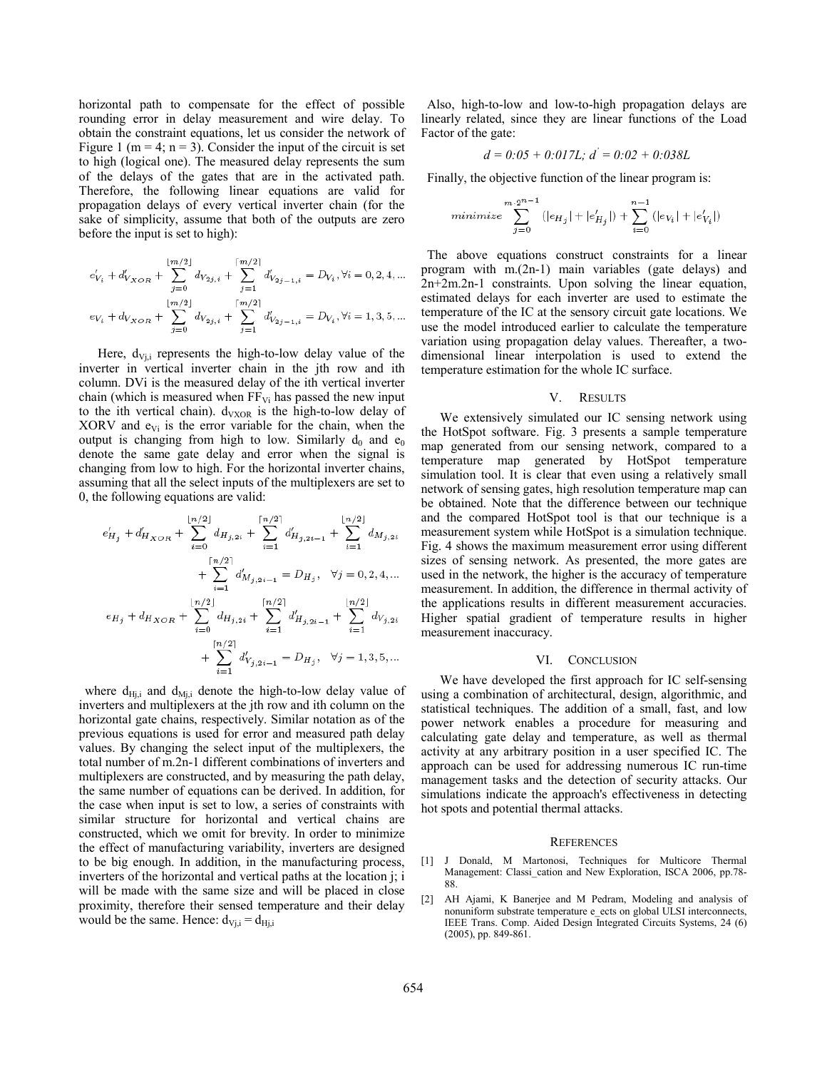horizontal path to compensate for the effect of possible rounding error in delay measurement and wire delay. To obtain the constraint equations, let us consider the network of Figure 1 (m = 4; n = 3). Consider the input of the circuit is set to high (logical one). The measured delay represents the sum of the delays of the gates that are in the activated path. Therefore, the following linear equations are valid for propagation delays of every vertical inverter chain (for the sake of simplicity, assume that both of the outputs are zero before the input is set to high):

$$e'_{V_i} + d'_{V_{XOR}} + \sum_{j=0}^{\lfloor m/2 \rfloor} d_{V_{2j,i}} + \sum_{j=1}^{\lceil m/2 \rceil} d'_{V_{2j-1,i}} = D_{V_i}, \forall i = 0, 2, 4, ...$$

$$e_{V_i} + d_{V_{XOR}} + \sum_{j=0}^{\lfloor m/2 \rfloor} d_{V_{2j,i}} + \sum_{j=1}^{\lceil m/2 \rceil} d'_{V_{2j-1,i}} = D_{V_i}, \forall i = 1, 3, 5, ...$$

Here, $d_{Vj,i}$ represents the high-to-low delay value of the inverter in vertical inverter chain in the jth row and ith column. DVi is the measured delay of the ith vertical inverter chain (which is measured when $FF_{Vi}$ has passed the new input to the ith vertical chain). $d_{VXOR}$ is the high-to-low delay of XORV and $e_{Vi}$ is the error variable for the chain, when the output is changing from high to low. Similarly $d_0$ and $e_0$ denote the same gate delay and error when the signal is changing from low to high. For the horizontal inverter chains, assuming that all the select inputs of the multiplexers are set to 0, the following equations are valid:

$$e'_{H_j} + d'_{H_{XOR}} + \sum_{i=0}^{\lfloor n/2 \rfloor} d_{H_{j,2i}} + \sum_{i=1}^{\lceil n/2 \rceil} d'_{H_{j,2i-1}} + \sum_{i=1}^{\lfloor n/2 \rfloor} d_{M_{j,2i}} + \sum_{i=1}^{\lceil n/2 \rceil} d'_{M_{j,2i-1}} = D_{H_j}, \quad \forall j = 0, 2, 4, ...$$

$$e_{H_j} + d_{H_{XOR}} + \sum_{i=0}^{\lfloor n/2 \rfloor} d_{H_{j,2i}} + \sum_{i=1}^{\lceil n/2 \rceil} d'_{H_{j,2i-1}} + \sum_{i=1}^{\lfloor n/2 \rfloor} d_{V_{j,2i}} + \sum_{i=1}^{\lceil n/2 \rceil} d'_{V_{j,2i-1}} = D_{H_j}, \quad \forall j = 1, 3, 5, ...$$

where $d_{Hj,i}$ and $d_{Mj,i}$ denote the high-to-low delay value of inverters and multiplexers at the jth row and ith column on the horizontal gate chains, respectively. Similar notation as of the previous equations is used for error and measured path delay values. By changing the select input of the multiplexers, the total number of m.2n-1 different combinations of inverters and multiplexers are constructed, and by measuring the path delay, the same number of equations can be derived. In addition, for the case when input is set to low, a series of constraints with similar structure for horizontal and vertical chains are constructed, which we omit for brevity. In order to minimize the effect of manufacturing variability, inverters are designed to be big enough. In addition, in the manufacturing process, inverters of the horizontal and vertical paths at the location j; i will be made with the same size and will be placed in close proximity, therefore their sensed temperature and their delay would be the same. Hence: $d_{Vj,i} = d_{Hj,i}$

Also, high-to-low and low-to-high propagation delays are linearly related, since they are linear functions of the Load Factor of the gate:

$$d = 0{:}05 + 0{:}017L; \; d' = 0{:}02 + 0{:}038L$$

Finally, the objective function of the linear program is:

$$minimize \sum_{j=0}^{m \cdot 2^{n-1}} (|e_{H_j}| + |e'_{H_j}|) + \sum_{i=0}^{n-1} (|e_{V_i}| + |e'_{V_i}|)$$

The above equations construct constraints for a linear program with m.(2n-1) main variables (gate delays) and 2n+2m.2n-1 constraints. Upon solving the linear equation, estimated delays for each inverter are used to estimate the temperature of the IC at the sensory circuit gate locations. We use the model introduced earlier to calculate the temperature variation using propagation delay values. Thereafter, a two-dimensional linear interpolation is used to extend the temperature estimation for the whole IC surface.

## V. RESULTS

We extensively simulated our IC sensing network using the HotSpot software. Fig. 3 presents a sample temperature map generated from our sensing network, compared to a temperature map generated by HotSpot temperature simulation tool. It is clear that even using a relatively small network of sensing gates, high resolution temperature map can be obtained. Note that the difference between our technique and the compared HotSpot tool is that our technique is a measurement system while HotSpot is a simulation technique. Fig. 4 shows the maximum measurement error using different sizes of sensing network. As presented, the more gates are used in the network, the higher is the accuracy of temperature measurement. In addition, the difference in thermal activity of the applications results in different measurement accuracies. Higher spatial gradient of temperature results in higher measurement inaccuracy.

## VI. CONCLUSION

We have developed the first approach for IC self-sensing using a combination of architectural, design, algorithmic, and statistical techniques. The addition of a small, fast, and low power network enables a procedure for measuring and calculating gate delay and temperature, as well as thermal activity at any arbitrary position in a user specified IC. The approach can be used for addressing numerous IC run-time management tasks and the detection of security attacks. Our simulations indicate the approach's effectiveness in detecting hot spots and potential thermal attacks.

## REFERENCES

[1] J Donald, M Martonosi, Techniques for Multicore Thermal Management: Classi_cation and New Exploration, ISCA 2006, pp.78-88.

[2] AH Ajami, K Banerjee and M Pedram, Modeling and analysis of nonuniform substrate temperature e_ects on global ULSI interconnects, IEEE Trans. Comp. Aided Design Integrated Circuits Systems, 24 (6) (2005), pp. 849-861.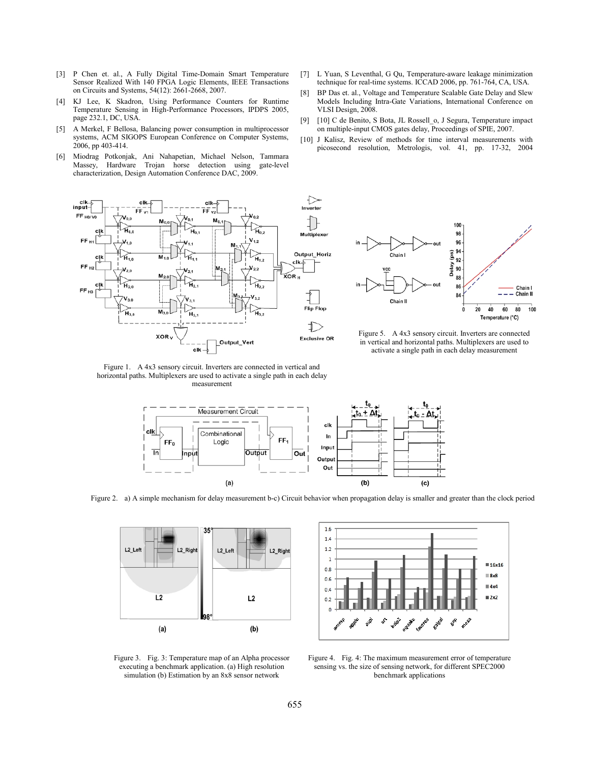[3] P Chen et. al., A Fully Digital Time-Domain Smart Temperature Sensor Realized With 140 FPGA Logic Elements, IEEE Transactions on Circuits and Systems, 54(12): 2661-2668, 2007.

[4] KJ Lee, K Skadron, Using Performance Counters for Runtime Temperature Sensing in High-Performance Processors, IPDPS 2005, page 232.1, DC, USA.

[5] A Merkel, F Bellosa, Balancing power consumption in multiprocessor systems, ACM SIGOPS European Conference on Computer Systems, 2006, pp 403-414.

[6] Miodrag Potkonjak, Ani Nahapetian, Michael Nelson, Tammara Massey, Hardware Trojan horse detection using gate-level characterization, Design Automation Conference DAC, 2009.

[7] L Yuan, S Leventhal, G Qu, Temperature-aware leakage minimization technique for real-time systems. ICCAD 2006, pp. 761-764, CA, USA.

[8] BP Das et. al., Voltage and Temperature Scalable Gate Delay and Slew Models Including Intra-Gate Variations, International Conference on VLSI Design, 2008.

[9] [10] C de Benito, S Bota, JL Rossell_o, J Segura, Temperature impact on multiple-input CMOS gates delay, Proceedings of SPIE, 2007.

[10] J Kalisz, Review of methods for time interval measurements with picosecond resolution, Metrologis, vol. 41, pp. 17-32, 2004

Figure 1. A 4x3 sensory circuit. Inverters are connected in vertical and horizontal paths. Multiplexers are used to activate a single path in each delay measurement

in
Chain I
out
vcc
in
Chain II
out
Delay (ps)
100
98
96
94
92
90
88
86
84
0 20 40 60 80 100
Temperature (°C)
Chain I
Chain II

Figure 5. A 4x3 sensory circuit. Inverters are connected in vertical and horizontal paths. Multiplexers are used to activate a single path in each delay measurement

Figure 2. a) A simple mechanism for delay measurement b-c) Circuit behavior when propagation delay is smaller and greater than the clock period

Figure 3. Fig. 3: Temperature map of an Alpha processor executing a benchmark application. (a) High resolution simulation (b) Estimation by an 8x8 sensor network

1.6
1.4
1.2
1
0.8
0.6
0.4
0.2
0
ammp applu apsi art bzip2 equake facerec galgel gzip mesa
16x16
8x8
4x4
2x2

Figure 4. Fig. 4: The maximum measurement error of temperature sensing vs. the size of sensing network, for different SPEC2000 benchmark applications